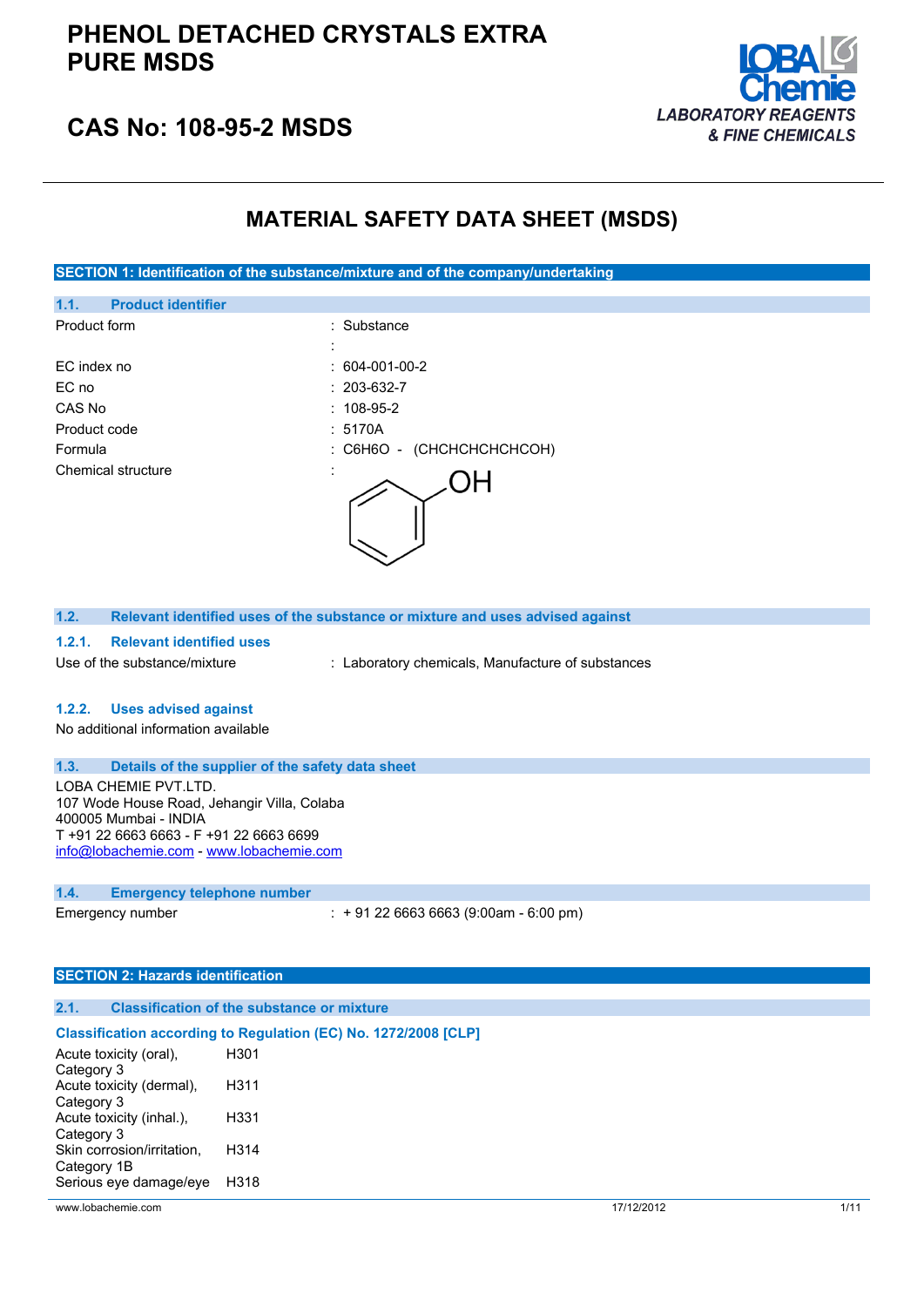# PHENOL DETACHED CRYSTALS EXTRA PURE MSDS

## CAS No: 108-95-2 MSDS

LOBA Chemie
LABORATORY REAGENTS & FINE CHEMICALS

# MATERIAL SAFETY DATA SHEET (MSDS)

## SECTION 1: Identification of the substance/mixture and of the company/undertaking

### 1.1. Product identifier

| | |
|---|---|
| Product form | : Substance |
| | : |
| EC index no | : 604-001-00-2 |
| EC no | : 203-632-7 |
| CAS No | : 108-95-2 |
| Product code | : 5170A |
| Formula | : $C6H6O$ - (CHCHCHCHCHCOH) |
| Chemical structure | : |

### 1.2. Relevant identified uses of the substance or mixture and uses advised against

#### 1.2.1. Relevant identified uses

Use of the substance/mixture : Laboratory chemicals, Manufacture of substances

#### 1.2.2. Uses advised against

No additional information available

### 1.3. Details of the supplier of the safety data sheet

LOBA CHEMIE PVT.LTD.
107 Wode House Road, Jehangir Villa, Colaba
400005 Mumbai - INDIA
T +91 22 6663 6663 - F +91 22 6663 6699
info@lobachemie.com - www.lobachemie.com

### 1.4. Emergency telephone number

Emergency number : + 91 22 6663 6663 (9:00am - 6:00 pm)

## SECTION 2: Hazards identification

### 2.1. Classification of the substance or mixture

**Classification according to Regulation (EC) No. 1272/2008 [CLP]**

| | |
|---|---|
| Acute toxicity (oral), Category 3 | H301 |
| Acute toxicity (dermal), Category 3 | H311 |
| Acute toxicity (inhal.), Category 3 | H331 |
| Skin corrosion/irritation, Category 1B | H314 |
| Serious eye damage/eye | H318 |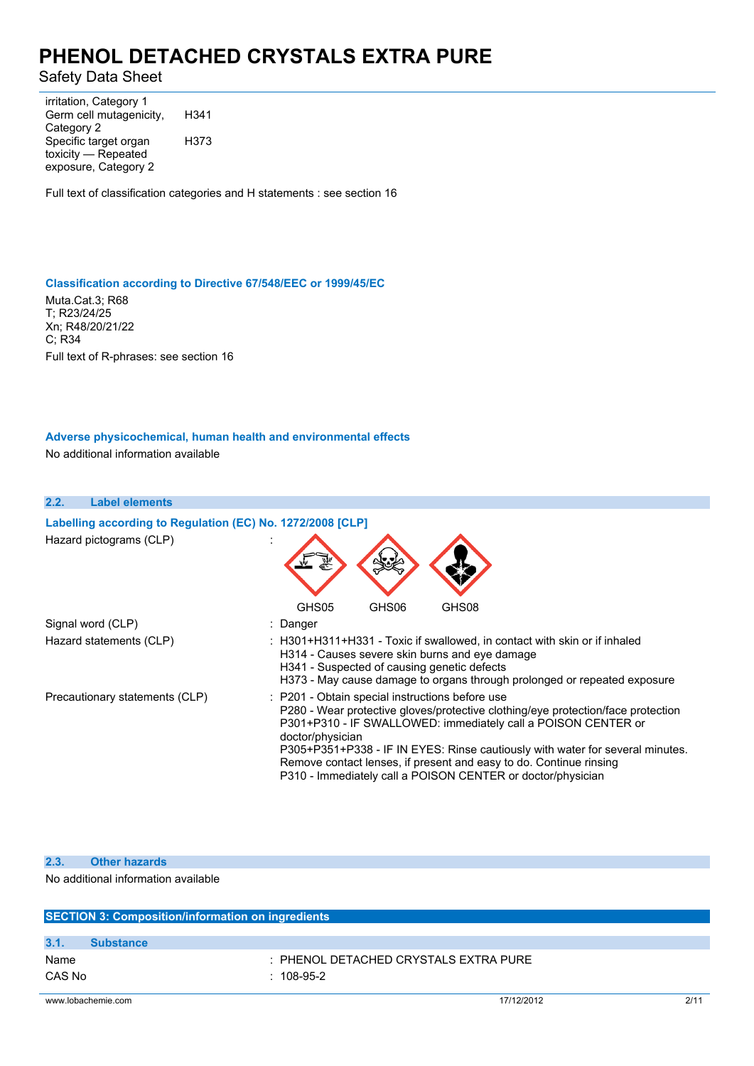| | |
|---|---|
| irritation, Category 1 | |
| Germ cell mutagenicity, Category 2 | H341 |
| Specific target organ toxicity — Repeated exposure, Category 2 | H373 |

Full text of classification categories and H statements : see section 16

### Classification according to Directive 67/548/EEC or 1999/45/EC

Muta.Cat.3; R68
T; R23/24/25
Xn; R48/20/21/22
C; R34
Full text of R-phrases: see section 16

### Adverse physicochemical, human health and environmental effects

No additional information available

## 2.2. Label elements

### Labelling according to Regulation (EC) No. 1272/2008 [CLP]

| | |
|---|---|
| Hazard pictograms (CLP) | : GHS05 GHS06 GHS08 |
| Signal word (CLP) | : Danger |
| Hazard statements (CLP) | : H301+H311+H331 - Toxic if swallowed, in contact with skin or if inhaled<br>H314 - Causes severe skin burns and eye damage<br>H341 - Suspected of causing genetic defects<br>H373 - May cause damage to organs through prolonged or repeated exposure |
| Precautionary statements (CLP) | : P201 - Obtain special instructions before use<br>P280 - Wear protective gloves/protective clothing/eye protection/face protection<br>P301+P310 - IF SWALLOWED: immediately call a POISON CENTER or doctor/physician<br>P305+P351+P338 - IF IN EYES: Rinse cautiously with water for several minutes. Remove contact lenses, if present and easy to do. Continue rinsing<br>P310 - Immediately call a POISON CENTER or doctor/physician |

## 2.3. Other hazards

No additional information available

# SECTION 3: Composition/information on ingredients

## 3.1. Substance

| | |
|---|---|
| Name | : PHENOL DETACHED CRYSTALS EXTRA PURE |
| CAS No | : 108-95-2 |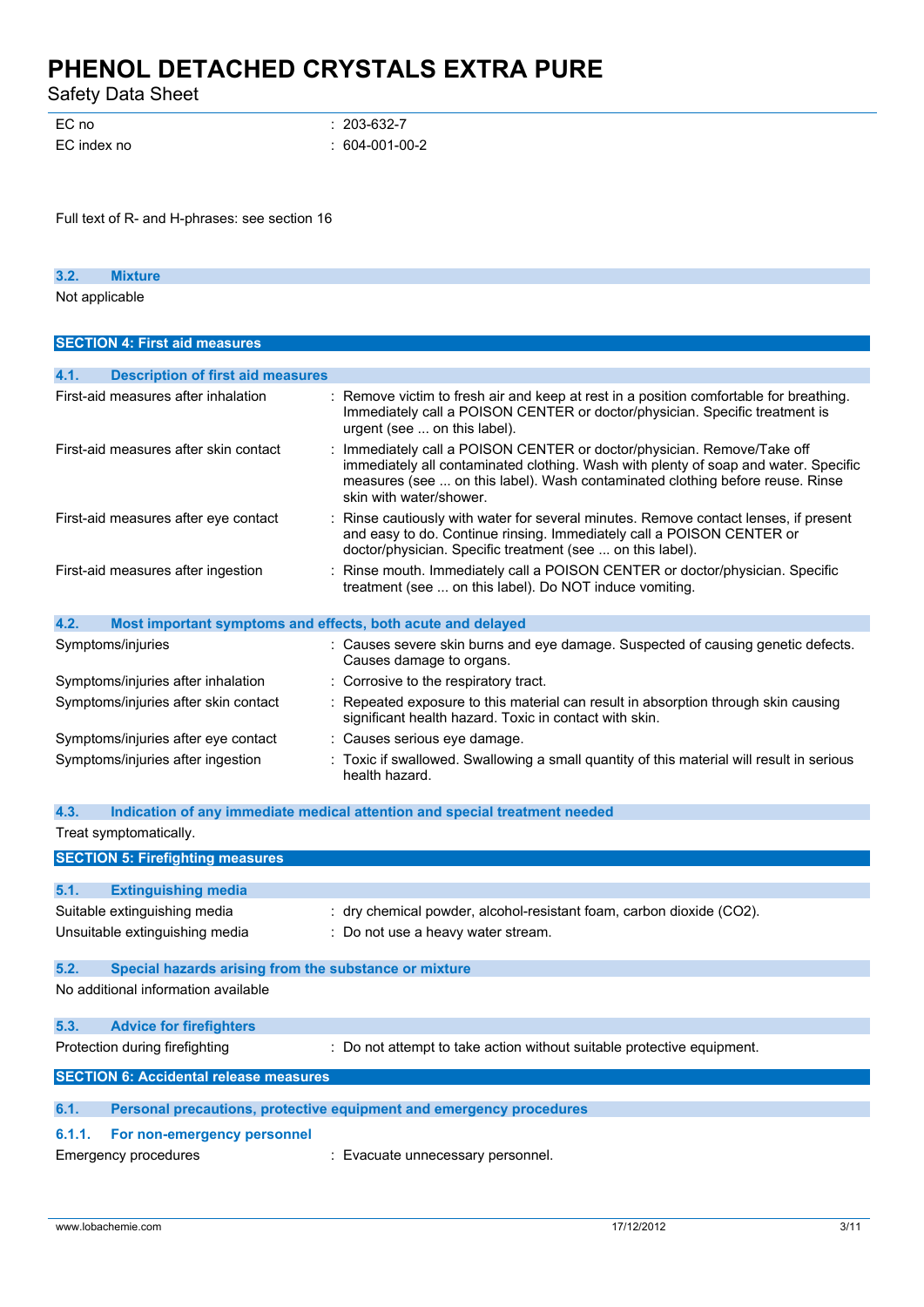| | |
|---|---|
| EC no | : 203-632-7 |
| EC index no | : 604-001-00-2 |

Full text of R- and H-phrases: see section 16

### 3.2. Mixture

Not applicable

## SECTION 4: First aid measures

### 4.1. Description of first aid measures

| | |
|---|---|
| First-aid measures after inhalation | : Remove victim to fresh air and keep at rest in a position comfortable for breathing. Immediately call a POISON CENTER or doctor/physician. Specific treatment is urgent (see ... on this label). |
| First-aid measures after skin contact | : Immediately call a POISON CENTER or doctor/physician. Remove/Take off immediately all contaminated clothing. Wash with plenty of soap and water. Specific measures (see ... on this label). Wash contaminated clothing before reuse. Rinse skin with water/shower. |
| First-aid measures after eye contact | : Rinse cautiously with water for several minutes. Remove contact lenses, if present and easy to do. Continue rinsing. Immediately call a POISON CENTER or doctor/physician. Specific treatment (see ... on this label). |
| First-aid measures after ingestion | : Rinse mouth. Immediately call a POISON CENTER or doctor/physician. Specific treatment (see ... on this label). Do NOT induce vomiting. |

### 4.2. Most important symptoms and effects, both acute and delayed

| | |
|---|---|
| Symptoms/injuries | : Causes severe skin burns and eye damage. Suspected of causing genetic defects. Causes damage to organs. |
| Symptoms/injuries after inhalation | : Corrosive to the respiratory tract. |
| Symptoms/injuries after skin contact | : Repeated exposure to this material can result in absorption through skin causing significant health hazard. Toxic in contact with skin. |
| Symptoms/injuries after eye contact | : Causes serious eye damage. |
| Symptoms/injuries after ingestion | : Toxic if swallowed. Swallowing a small quantity of this material will result in serious health hazard. |

### 4.3. Indication of any immediate medical attention and special treatment needed

Treat symptomatically.

## SECTION 5: Firefighting measures

### 5.1. Extinguishing media

| | |
|---|---|
| Suitable extinguishing media | : dry chemical powder, alcohol-resistant foam, carbon dioxide ($CO_2$). |
| Unsuitable extinguishing media | : Do not use a heavy water stream. |

### 5.2. Special hazards arising from the substance or mixture

No additional information available

### 5.3. Advice for firefighters

| | |
|---|---|
| Protection during firefighting | : Do not attempt to take action without suitable protective equipment. |

## SECTION 6: Accidental release measures

### 6.1. Personal precautions, protective equipment and emergency procedures

#### 6.1.1. For non-emergency personnel

| | |
|---|---|
| Emergency procedures | : Evacuate unnecessary personnel. |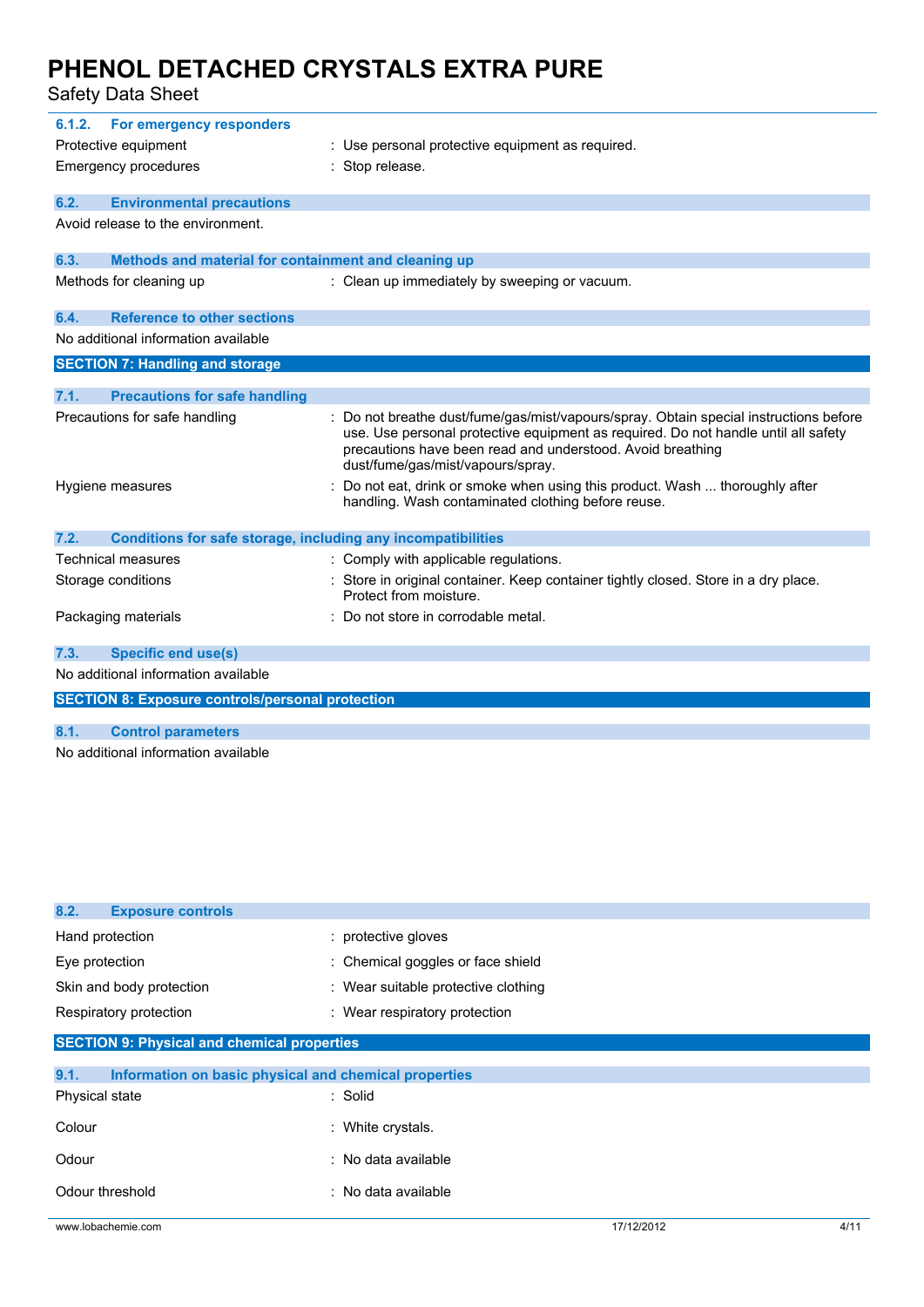#### 6.1.2. For emergency responders

| | |
|---|---|
| Protective equipment | : Use personal protective equipment as required. |
| Emergency procedures | : Stop release. |

### 6.2. Environmental precautions

Avoid release to the environment.

### 6.3. Methods and material for containment and cleaning up

| | |
|---|---|
| Methods for cleaning up | : Clean up immediately by sweeping or vacuum. |

### 6.4. Reference to other sections

No additional information available

## SECTION 7: Handling and storage

### 7.1. Precautions for safe handling

| | |
|---|---|
| Precautions for safe handling | : Do not breathe dust/fume/gas/mist/vapours/spray. Obtain special instructions before use. Use personal protective equipment as required. Do not handle until all safety precautions have been read and understood. Avoid breathing dust/fume/gas/mist/vapours/spray. |
| Hygiene measures | : Do not eat, drink or smoke when using this product. Wash ... thoroughly after handling. Wash contaminated clothing before reuse. |

### 7.2. Conditions for safe storage, including any incompatibilities

| | |
|---|---|
| Technical measures | : Comply with applicable regulations. |
| Storage conditions | : Store in original container. Keep container tightly closed. Store in a dry place. Protect from moisture. |
| Packaging materials | : Do not store in corrodable metal. |

### 7.3. Specific end use(s)

No additional information available

## SECTION 8: Exposure controls/personal protection

### 8.1. Control parameters

No additional information available

### 8.2. Exposure controls

| | |
|---|---|
| Hand protection | : protective gloves |
| Eye protection | : Chemical goggles or face shield |
| Skin and body protection | : Wear suitable protective clothing |
| Respiratory protection | : Wear respiratory protection |

## SECTION 9: Physical and chemical properties

### 9.1. Information on basic physical and chemical properties

| | |
|---|---|
| Physical state | : Solid |
| Colour | : White crystals. |
| Odour | : No data available |
| Odour threshold | : No data available |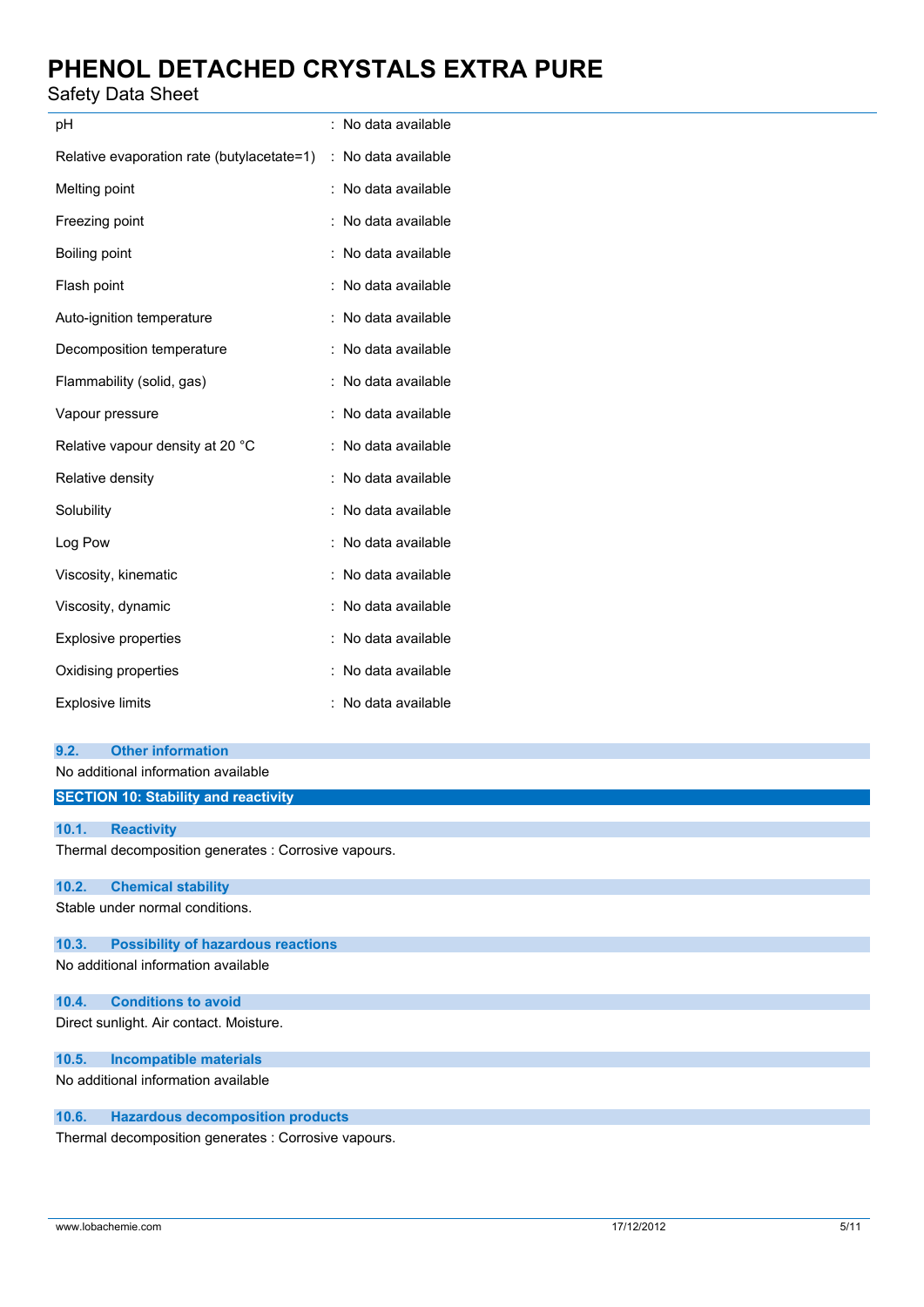| | |
|---|---|
| pH | : No data available |
| Relative evaporation rate (butylacetate=1) | : No data available |
| Melting point | : No data available |
| Freezing point | : No data available |
| Boiling point | : No data available |
| Flash point | : No data available |
| Auto-ignition temperature | : No data available |
| Decomposition temperature | : No data available |
| Flammability (solid, gas) | : No data available |
| Vapour pressure | : No data available |
| Relative vapour density at 20 °C | : No data available |
| Relative density | : No data available |
| Solubility | : No data available |
| Log Pow | : No data available |
| Viscosity, kinematic | : No data available |
| Viscosity, dynamic | : No data available |
| Explosive properties | : No data available |
| Oxidising properties | : No data available |
| Explosive limits | : No data available |

### 9.2. Other information

No additional information available

## SECTION 10: Stability and reactivity

### 10.1. Reactivity

Thermal decomposition generates : Corrosive vapours.

### 10.2. Chemical stability

Stable under normal conditions.

### 10.3. Possibility of hazardous reactions

No additional information available

### 10.4. Conditions to avoid

Direct sunlight. Air contact. Moisture.

### 10.5. Incompatible materials

No additional information available

### 10.6. Hazardous decomposition products

Thermal decomposition generates : Corrosive vapours.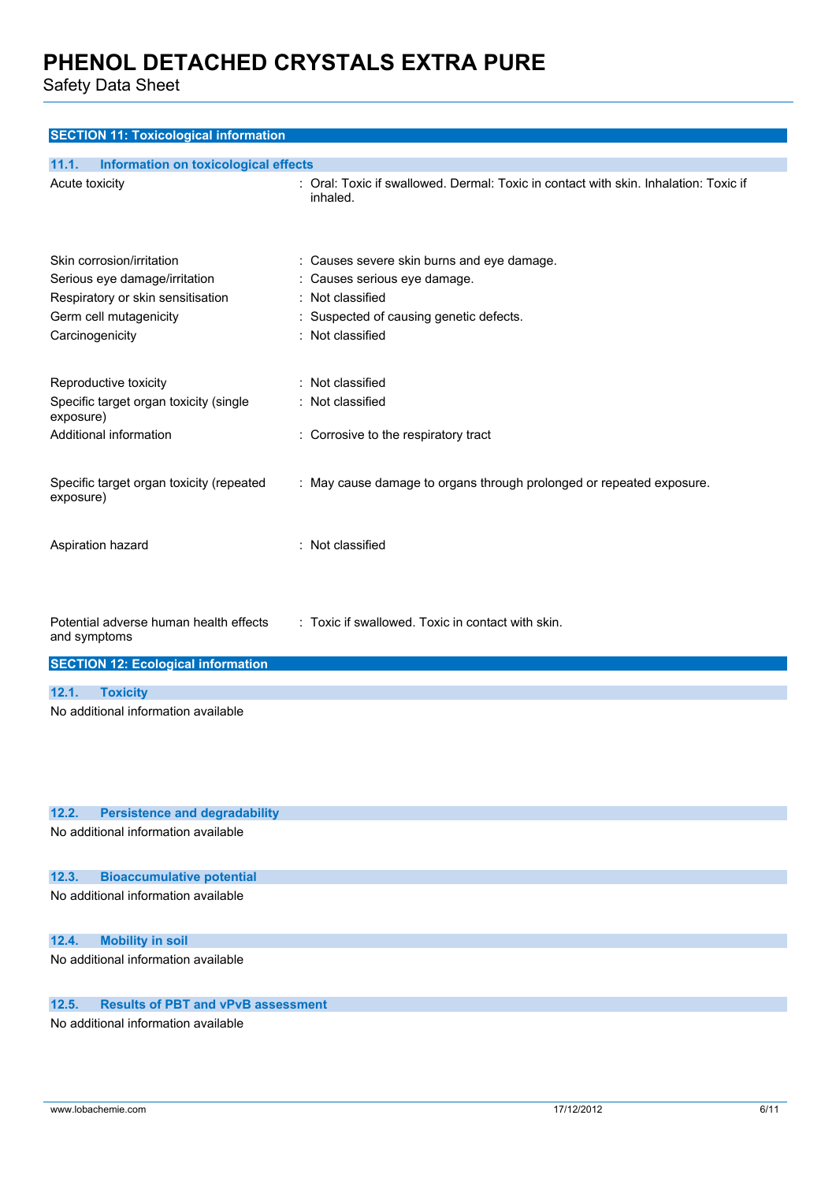## SECTION 11: Toxicological information

### 11.1. Information on toxicological effects

| | |
|---|---|
| Acute toxicity | : Oral: Toxic if swallowed. Dermal: Toxic in contact with skin. Inhalation: Toxic if inhaled. |
| Skin corrosion/irritation | : Causes severe skin burns and eye damage. |
| Serious eye damage/irritation | : Causes serious eye damage. |
| Respiratory or skin sensitisation | : Not classified |
| Germ cell mutagenicity | : Suspected of causing genetic defects. |
| Carcinogenicity | : Not classified |
| Reproductive toxicity | : Not classified |
| Specific target organ toxicity (single exposure) | : Not classified |
| Additional information | : Corrosive to the respiratory tract |
| Specific target organ toxicity (repeated exposure) | : May cause damage to organs through prolonged or repeated exposure. |
| Aspiration hazard | : Not classified |
| Potential adverse human health effects and symptoms | : Toxic if swallowed. Toxic in contact with skin. |

## SECTION 12: Ecological information

### 12.1. Toxicity

No additional information available

### 12.2. Persistence and degradability

No additional information available

### 12.3. Bioaccumulative potential

No additional information available

### 12.4. Mobility in soil

No additional information available

### 12.5. Results of PBT and vPvB assessment

No additional information available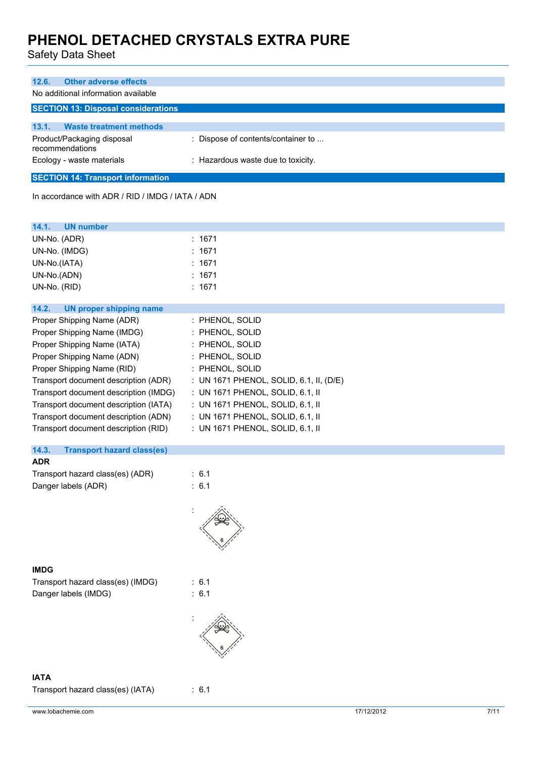### 12.6. Other adverse effects

No additional information available

## SECTION 13: Disposal considerations

### 13.1. Waste treatment methods

| | |
|---|---|
| Product/Packaging disposal recommendations | : Dispose of contents/container to ... |
| Ecology - waste materials | : Hazardous waste due to toxicity. |

## SECTION 14: Transport information

In accordance with ADR / RID / IMDG / IATA / ADN

### 14.1. UN number

| | |
|---|---|
| UN-No. (ADR) | : 1671 |
| UN-No. (IMDG) | : 1671 |
| UN-No.(IATA) | : 1671 |
| UN-No.(ADN) | : 1671 |
| UN-No. (RID) | : 1671 |

### 14.2. UN proper shipping name

| | |
|---|---|
| Proper Shipping Name (ADR) | : PHENOL, SOLID |
| Proper Shipping Name (IMDG) | : PHENOL, SOLID |
| Proper Shipping Name (IATA) | : PHENOL, SOLID |
| Proper Shipping Name (ADN) | : PHENOL, SOLID |
| Proper Shipping Name (RID) | : PHENOL, SOLID |
| Transport document description (ADR) | : UN 1671 PHENOL, SOLID, 6.1, II, (D/E) |
| Transport document description (IMDG) | : UN 1671 PHENOL, SOLID, 6.1, II |
| Transport document description (IATA) | : UN 1671 PHENOL, SOLID, 6.1, II |
| Transport document description (ADN) | : UN 1671 PHENOL, SOLID, 6.1, II |
| Transport document description (RID) | : UN 1671 PHENOL, SOLID, 6.1, II |

### 14.3. Transport hazard class(es)

**ADR**

| | |
|---|---|
| Transport hazard class(es) (ADR) | : 6.1 |
| Danger labels (ADR) | : 6.1 |

**IMDG**

| | |
|---|---|
| Transport hazard class(es) (IMDG) | : 6.1 |
| Danger labels (IMDG) | : 6.1 |

**IATA**

| | |
|---|---|
| Transport hazard class(es) (IATA) | : 6.1 |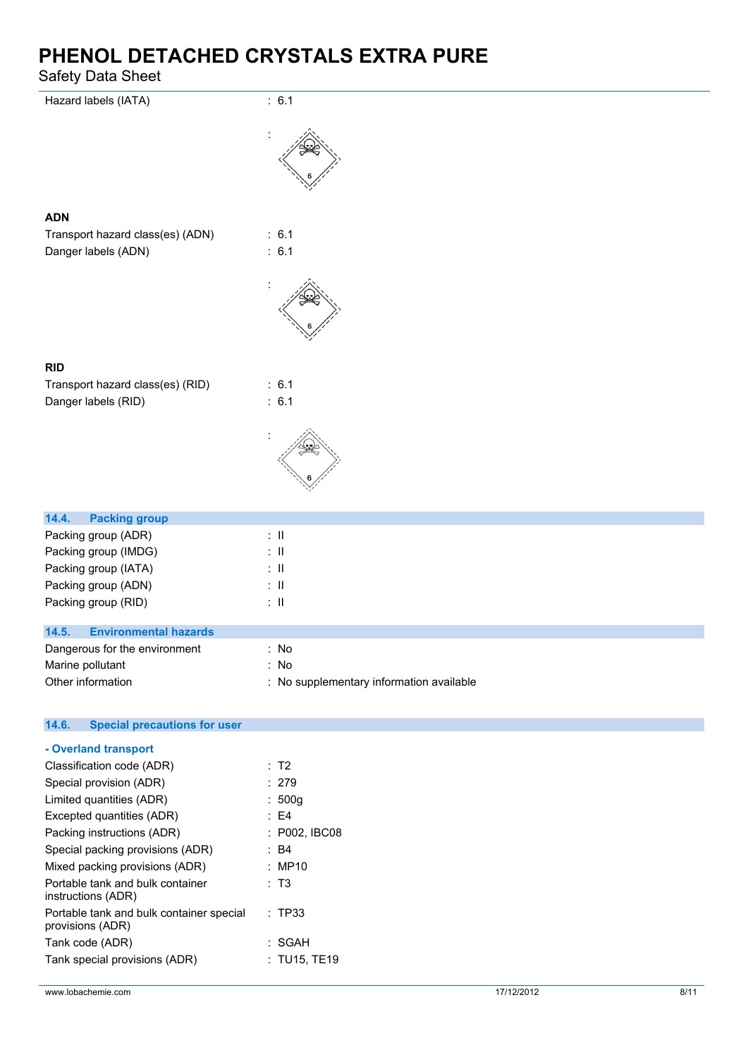Hazard labels (IATA) : 6.1

### ADN

Transport hazard class(es) (ADN) : 6.1

Danger labels (ADN) : 6.1

### RID

Transport hazard class(es) (RID) : 6.1

Danger labels (RID) : 6.1

## 14.4. Packing group

Packing group (ADR) : II

Packing group (IMDG) : II

Packing group (IATA) : II

Packing group (ADN) : II

Packing group (RID) : II

## 14.5. Environmental hazards

Dangerous for the environment : No

Marine pollutant : No

Other information : No supplementary information available

## 14.6. Special precautions for user

### - Overland transport

Classification code (ADR) : T2

Special provision (ADR) : 279

Limited quantities (ADR) : 500g

Excepted quantities (ADR) : E4

Packing instructions (ADR) : P002, IBC08

Special packing provisions (ADR) : B4

Mixed packing provisions (ADR) : MP10

Portable tank and bulk container instructions (ADR) : T3

Portable tank and bulk container special provisions (ADR) : TP33

Tank code (ADR) : SGAH

Tank special provisions (ADR) : TU15, TE19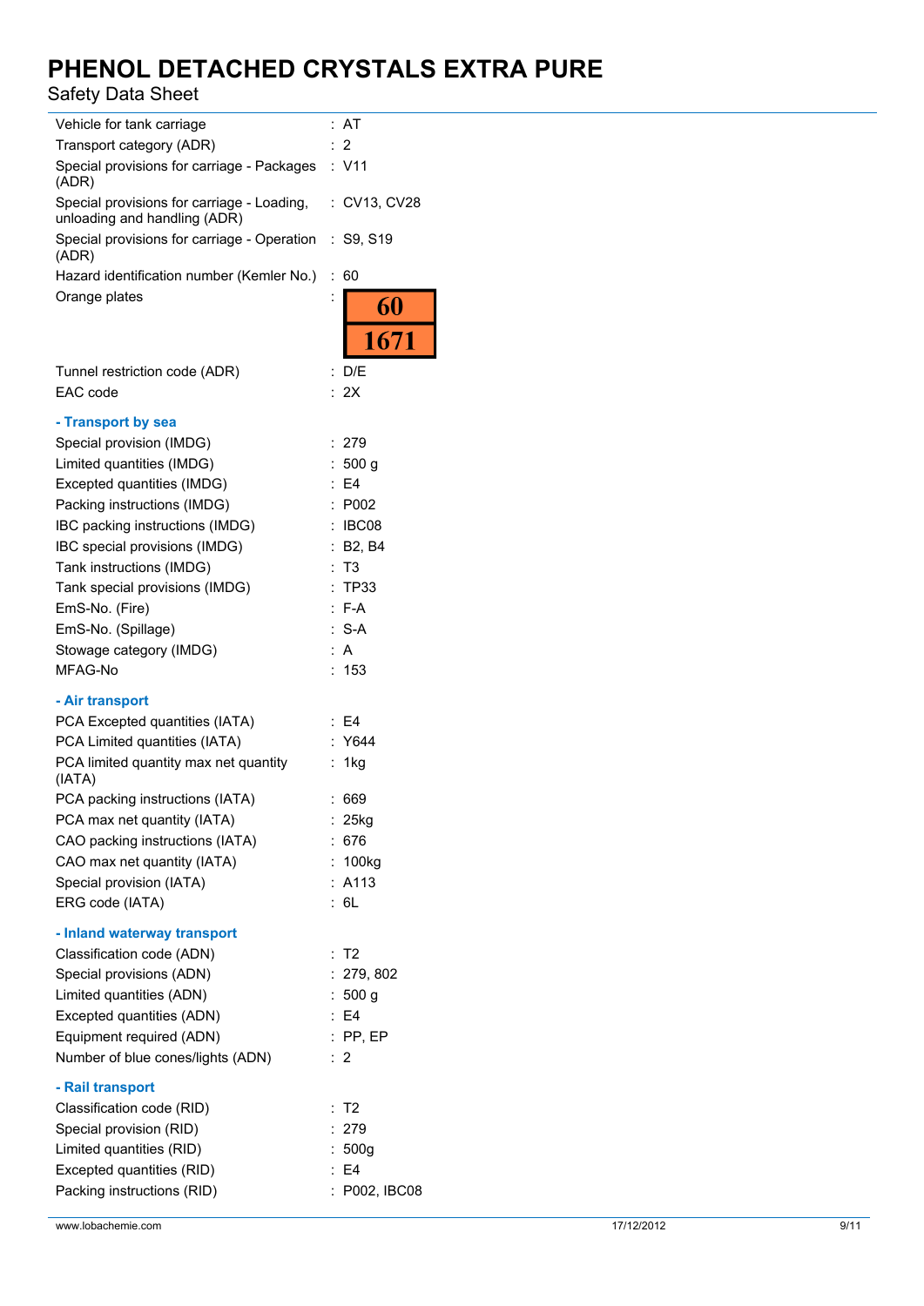| | |
|---|---|
| Vehicle for tank carriage | : AT |
| Transport category (ADR) | : 2 |
| Special provisions for carriage - Packages (ADR) | : V11 |
| Special provisions for carriage - Loading, unloading and handling (ADR) | : CV13, CV28 |
| Special provisions for carriage - Operation (ADR) | : S9, S19 |
| Hazard identification number (Kemler No.) | : 60 |
| Orange plates | : 60 / 1671 |
| Tunnel restriction code (ADR) | : D/E |
| EAC code | : 2X |

**- Transport by sea**

| | |
|---|---|
| Special provision (IMDG) | : 279 |
| Limited quantities (IMDG) | : 500 g |
| Excepted quantities (IMDG) | : E4 |
| Packing instructions (IMDG) | : P002 |
| IBC packing instructions (IMDG) | : IBC08 |
| IBC special provisions (IMDG) | : B2, B4 |
| Tank instructions (IMDG) | : T3 |
| Tank special provisions (IMDG) | : TP33 |
| EmS-No. (Fire) | : F-A |
| EmS-No. (Spillage) | : S-A |
| Stowage category (IMDG) | : A |
| MFAG-No | : 153 |

**- Air transport**

| | |
|---|---|
| PCA Excepted quantities (IATA) | : E4 |
| PCA Limited quantities (IATA) | : Y644 |
| PCA limited quantity max net quantity (IATA) | : 1kg |
| PCA packing instructions (IATA) | : 669 |
| PCA max net quantity (IATA) | : 25kg |
| CAO packing instructions (IATA) | : 676 |
| CAO max net quantity (IATA) | : 100kg |
| Special provision (IATA) | : A113 |
| ERG code (IATA) | : 6L |

**- Inland waterway transport**

| | |
|---|---|
| Classification code (ADN) | : T2 |
| Special provisions (ADN) | : 279, 802 |
| Limited quantities (ADN) | : 500 g |
| Excepted quantities (ADN) | : E4 |
| Equipment required (ADN) | : PP, EP |
| Number of blue cones/lights (ADN) | : 2 |

**- Rail transport**

| | |
|---|---|
| Classification code (RID) | : T2 |
| Special provision (RID) | : 279 |
| Limited quantities (RID) | : 500g |
| Excepted quantities (RID) | : E4 |
| Packing instructions (RID) | : P002, IBC08 |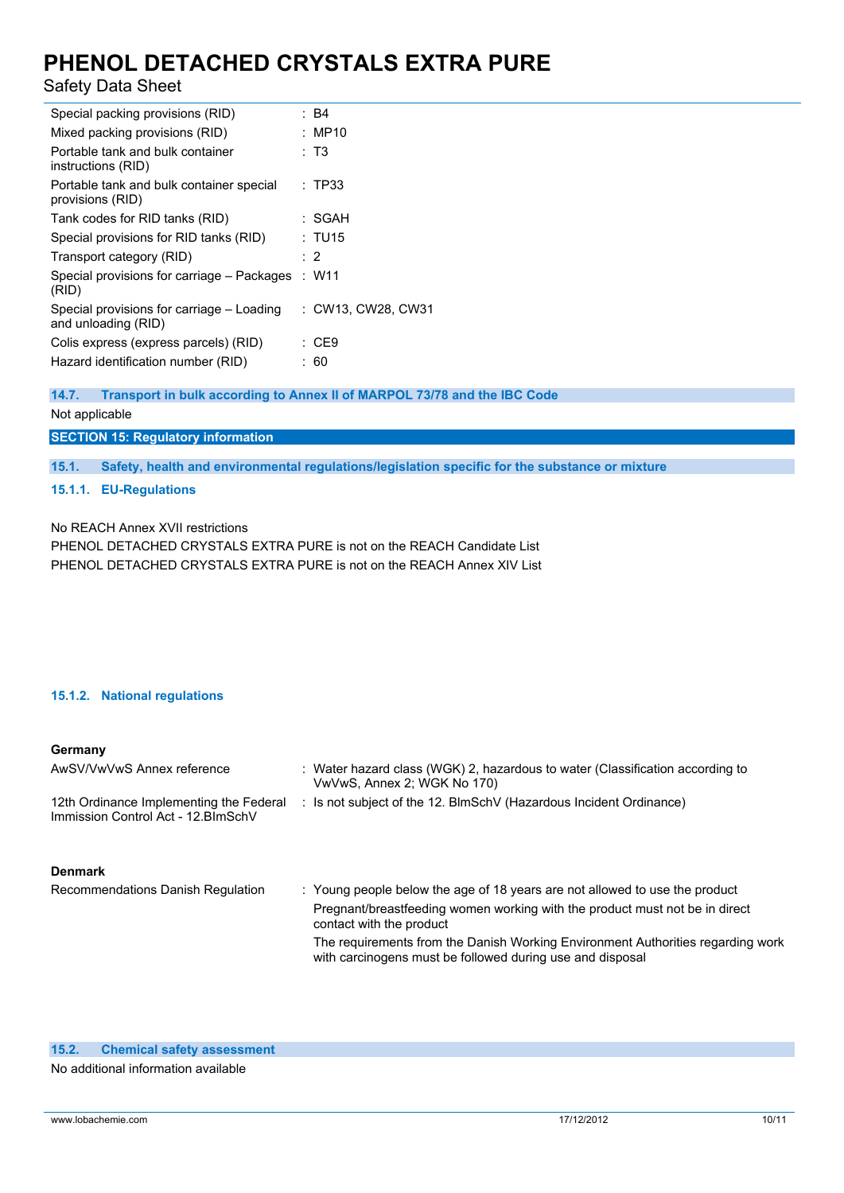| | |
|---|---|
| Special packing provisions (RID) | : B4 |
| Mixed packing provisions (RID) | : MP10 |
| Portable tank and bulk container instructions (RID) | : T3 |
| Portable tank and bulk container special provisions (RID) | : TP33 |
| Tank codes for RID tanks (RID) | : SGAH |
| Special provisions for RID tanks (RID) | : TU15 |
| Transport category (RID) | : 2 |
| Special provisions for carriage – Packages (RID) | : W11 |
| Special provisions for carriage – Loading and unloading (RID) | : CW13, CW28, CW31 |
| Colis express (express parcels) (RID) | : CE9 |
| Hazard identification number (RID) | : 60 |

### 14.7. Transport in bulk according to Annex II of MARPOL 73/78 and the IBC Code

Not applicable

## SECTION 15: Regulatory information

### 15.1. Safety, health and environmental regulations/legislation specific for the substance or mixture

#### 15.1.1. EU-Regulations

No REACH Annex XVII restrictions

PHENOL DETACHED CRYSTALS EXTRA PURE is not on the REACH Candidate List

PHENOL DETACHED CRYSTALS EXTRA PURE is not on the REACH Annex XIV List

#### 15.1.2. National regulations

**Germany**

| | |
|---|---|
| AwSV/VwVwS Annex reference | : Water hazard class (WGK) 2, hazardous to water (Classification according to VwVwS, Annex 2; WGK No 170) |
| 12th Ordinance Implementing the Federal Immission Control Act - 12.BImSchV | : Is not subject of the 12. BlmSchV (Hazardous Incident Ordinance) |

**Denmark**

| | |
|---|---|
| Recommendations Danish Regulation | : Young people below the age of 18 years are not allowed to use the product<br>Pregnant/breastfeeding women working with the product must not be in direct contact with the product<br>The requirements from the Danish Working Environment Authorities regarding work with carcinogens must be followed during use and disposal |

### 15.2. Chemical safety assessment

No additional information available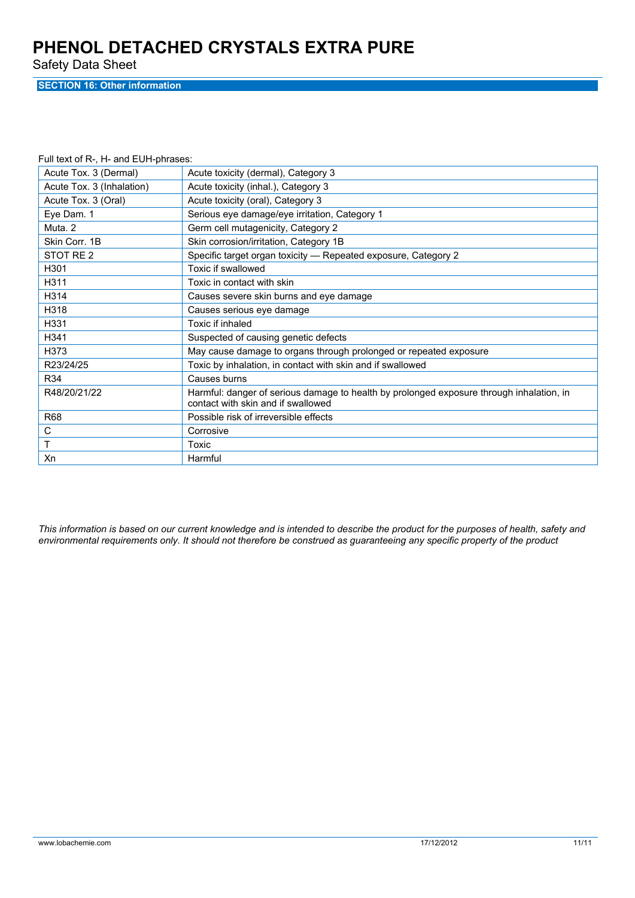# PHENOL DETACHED CRYSTALS EXTRA PURE

Safety Data Sheet

**SECTION 16: Other information**

Full text of R-, H- and EUH-phrases:

| | |
|---|---|
| Acute Tox. 3 (Dermal) | Acute toxicity (dermal), Category 3 |
| Acute Tox. 3 (Inhalation) | Acute toxicity (inhal.), Category 3 |
| Acute Tox. 3 (Oral) | Acute toxicity (oral), Category 3 |
| Eye Dam. 1 | Serious eye damage/eye irritation, Category 1 |
| Muta. 2 | Germ cell mutagenicity, Category 2 |
| Skin Corr. 1B | Skin corrosion/irritation, Category 1B |
| STOT RE 2 | Specific target organ toxicity — Repeated exposure, Category 2 |
| H301 | Toxic if swallowed |
| H311 | Toxic in contact with skin |
| H314 | Causes severe skin burns and eye damage |
| H318 | Causes serious eye damage |
| H331 | Toxic if inhaled |
| H341 | Suspected of causing genetic defects |
| H373 | May cause damage to organs through prolonged or repeated exposure |
| R23/24/25 | Toxic by inhalation, in contact with skin and if swallowed |
| R34 | Causes burns |
| R48/20/21/22 | Harmful: danger of serious damage to health by prolonged exposure through inhalation, in contact with skin and if swallowed |
| R68 | Possible risk of irreversible effects |
| C | Corrosive |
| T | Toxic |
| Xn | Harmful |

*This information is based on our current knowledge and is intended to describe the product for the purposes of health, safety and environmental requirements only. It should not therefore be construed as guaranteeing any specific property of the product*